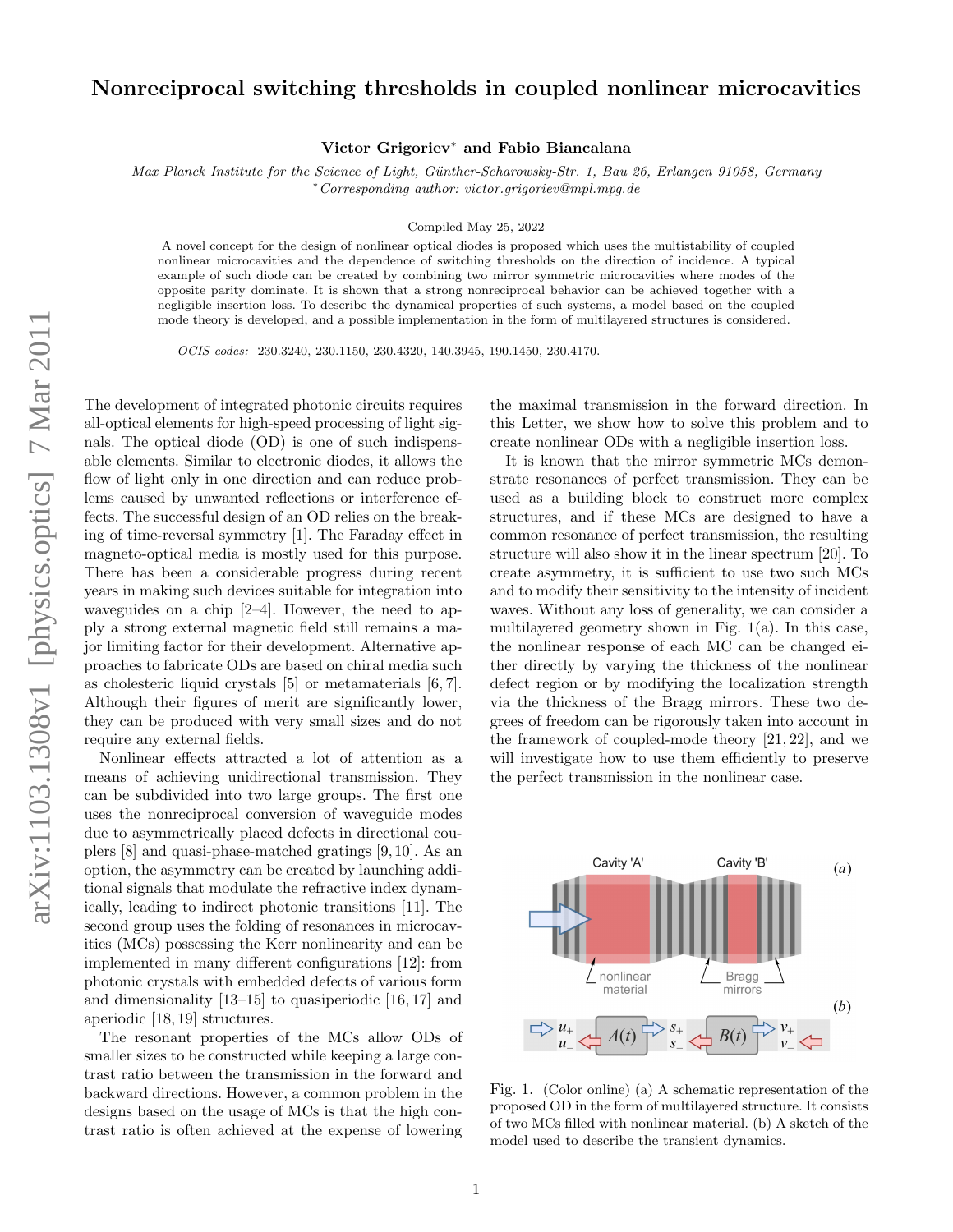# Nonreciprocal switching thresholds in coupled nonlinear microcavities

**Victor Grigoriev*  and Fabio Biancalana**

*Max Planck Institute for the Science of Light, Günther-Scharowsky-Str. 1, Bau 26, Erlangen 91058, Germany*
*\*Corresponding author: victor.grigoriev@mpl.mpg.de*

Compiled May 25, 2022

A novel concept for the design of nonlinear optical diodes is proposed which uses the multistability of coupled nonlinear microcavities and the dependence of switching thresholds on the direction of incidence. A typical example of such diode can be created by combining two mirror symmetric microcavities where modes of the opposite parity dominate. It is shown that a strong nonreciprocal behavior can be achieved together with a negligible insertion loss. To describe the dynamical properties of such systems, a model based on the coupled mode theory is developed, and a possible implementation in the form of multilayered structures is considered.

*OCIS codes:* 230.3240, 230.1150, 230.4320, 140.3945, 190.1450, 230.4170.

The development of integrated photonic circuits requires all-optical elements for high-speed processing of light signals. The optical diode (OD) is one of such indispensable elements. Similar to electronic diodes, it allows the flow of light only in one direction and can reduce problems caused by unwanted reflections or interference effects. The successful design of an OD relies on the breaking of time-reversal symmetry [1]. The Faraday effect in magneto-optical media is mostly used for this purpose. There has been a considerable progress during recent years in making such devices suitable for integration into waveguides on a chip [2–4]. However, the need to apply a strong external magnetic field still remains a major limiting factor for their development. Alternative approaches to fabricate ODs are based on chiral media such as cholesteric liquid crystals [5] or metamaterials [6, 7]. Although their figures of merit are significantly lower, they can be produced with very small sizes and do not require any external fields.

Nonlinear effects attracted a lot of attention as a means of achieving unidirectional transmission. They can be subdivided into two large groups. The first one uses the nonreciprocal conversion of waveguide modes due to asymmetrically placed defects in directional couplers [8] and quasi-phase-matched gratings [9, 10]. As an option, the asymmetry can be created by launching additional signals that modulate the refractive index dynamically, leading to indirect photonic transitions [11]. The second group uses the folding of resonances in microcavities (MCs) possessing the Kerr nonlinearity and can be implemented in many different configurations [12]: from photonic crystals with embedded defects of various form and dimensionality [13–15] to quasiperiodic [16, 17] and aperiodic [18, 19] structures.

The resonant properties of the MCs allow ODs of smaller sizes to be constructed while keeping a large contrast ratio between the transmission in the forward and backward directions. However, a common problem in the designs based on the usage of MCs is that the high contrast ratio is often achieved at the expense of lowering the maximal transmission in the forward direction. In this Letter, we show how to solve this problem and to create nonlinear ODs with a negligible insertion loss.

It is known that the mirror symmetric MCs demonstrate resonances of perfect transmission. They can be used as a building block to construct more complex structures, and if these MCs are designed to have a common resonance of perfect transmission, the resulting structure will also show it in the linear spectrum [20]. To create asymmetry, it is sufficient to use two such MCs and to modify their sensitivity to the intensity of incident waves. Without any loss of generality, we can consider a multilayered geometry shown in Fig. 1(a). In this case, the nonlinear response of each MC can be changed either directly by varying the thickness of the nonlinear defect region or by modifying the localization strength via the thickness of the Bragg mirrors. These two degrees of freedom can be rigorously taken into account in the framework of coupled-mode theory [21, 22], and we will investigate how to use them efficiently to preserve the perfect transmission in the nonlinear case.

Fig. 1. (Color online) (a) A schematic representation of the proposed OD in the form of multilayered structure. It consists of two MCs filled with nonlinear material. (b) A sketch of the model used to describe the transient dynamics.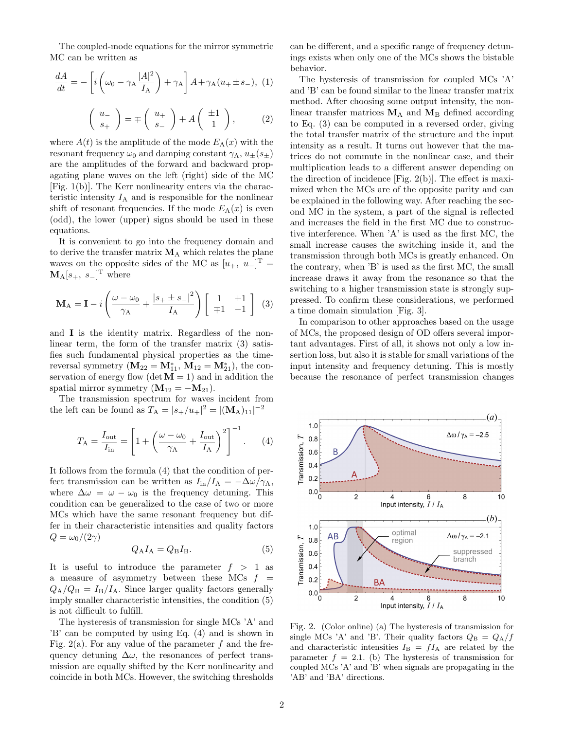The coupled-mode equations for the mirror symmetric MC can be written as

$$\frac{dA}{dt} = -\left[i\left(\omega_0 - \gamma_{\rm A}\frac{|A|^2}{I_{\rm A}}\right) + \gamma_{\rm A}\right]A + \gamma_{\rm A}(u_+ \pm s_-), \quad (1)$$

$$\begin{pmatrix} u_- \\ s_+ \end{pmatrix} = \mp \begin{pmatrix} u_+ \\ s_- \end{pmatrix} + A \begin{pmatrix} \pm 1 \\ 1 \end{pmatrix}, \quad (2)$$

where $A(t)$ is the amplitude of the mode $E_{\rm A}(x)$ with the resonant frequency $\omega_0$ and damping constant $\gamma_{\rm A}$, $u_\pm(s_\pm)$ are the amplitudes of the forward and backward propagating plane waves on the left (right) side of the MC [Fig. 1(b)]. The Kerr nonlinearity enters via the characteristic intensity $I_{\rm A}$ and is responsible for the nonlinear shift of resonant frequencies. If the mode $E_{\rm A}(x)$ is even (odd), the lower (upper) signs should be used in these equations.

It is convenient to go into the frequency domain and to derive the transfer matrix $\mathbf{M}_{\rm A}$ which relates the plane waves on the opposite sides of the MC as $[u_+,\ u_-]^{\rm T} = \mathbf{M}_{\rm A}[s_+,\ s_-]^{\rm T}$ where

$$\mathbf{M}_{\rm A} = \mathbf{I} - i\left(\frac{\omega - \omega_0}{\gamma_{\rm A}} + \frac{|s_+ \pm s_-|^2}{I_{\rm A}}\right)\begin{bmatrix} 1 & \pm 1 \\ \mp 1 & -1 \end{bmatrix} \quad (3)$$

and $\mathbf{I}$ is the identity matrix. Regardless of the nonlinear term, the form of the transfer matrix (3) satisfies such fundamental physical properties as the time-reversal symmetry ($\mathbf{M}_{22} = \mathbf{M}_{11}^*$, $\mathbf{M}_{12} = \mathbf{M}_{21}^*$), the conservation of energy flow ($\det \mathbf{M} = 1$) and in addition the spatial mirror symmetry ($\mathbf{M}_{12} = -\mathbf{M}_{21}$).

The transmission spectrum for waves incident from the left can be found as $T_{\rm A} = |s_+/u_+|^2 = |(\mathbf{M}_{\rm A})_{11}|^{-2}$

$$T_{\rm A} = \frac{I_{\rm out}}{I_{\rm in}} = \left[1 + \left(\frac{\omega - \omega_0}{\gamma_{\rm A}} + \frac{I_{\rm out}}{I_{\rm A}}\right)^2\right]^{-1}. \quad (4)$$

It follows from the formula (4) that the condition of perfect transmission can be written as $I_{\rm in}/I_{\rm A} = -\Delta\omega/\gamma_{\rm A}$, where $\Delta\omega = \omega - \omega_0$ is the frequency detuning. This condition can be generalized to the case of two or more MCs which have the same resonant frequency but differ in their characteristic intensities and quality factors $Q = \omega_0/(2\gamma)$

$$Q_{\rm A} I_{\rm A} = Q_{\rm B} I_{\rm B}. \quad (5)$$

It is useful to introduce the parameter $f > 1$ as a measure of asymmetry between these MCs $f = Q_{\rm A}/Q_{\rm B} = I_{\rm B}/I_{\rm A}$. Since larger quality factors generally imply smaller characteristic intensities, the condition (5) is not difficult to fulfill.

The hysteresis of transmission for single MCs 'A' and 'B' can be computed by using Eq. (4) and is shown in Fig. 2(a). For any value of the parameter $f$ and the frequency detuning $\Delta\omega$, the resonances of perfect transmission are equally shifted by the Kerr nonlinearity and coincide in both MCs. However, the switching thresholds can be different, and a specific range of frequency detunings exists when only one of the MCs shows the bistable behavior.

The hysteresis of transmission for coupled MCs 'A' and 'B' can be found similar to the linear transfer matrix method. After choosing some output intensity, the nonlinear transfer matrices $\mathbf{M}_{\rm A}$ and $\mathbf{M}_{\rm B}$ defined according to Eq. (3) can be computed in a reversed order, giving the total transfer matrix of the structure and the input intensity as a result. It turns out however that the matrices do not commute in the nonlinear case, and their multiplication leads to a different answer depending on the direction of incidence [Fig. 2(b)]. The effect is maximized when the MCs are of the opposite parity and can be explained in the following way. After reaching the second MC in the system, a part of the signal is reflected and increases the field in the first MC due to constructive interference. When 'A' is used as the first MC, the small increase causes the switching inside it, and the transmission through both MCs is greatly enhanced. On the contrary, when 'B' is used as the first MC, the small increase draws it away from the resonance so that the switching to a higher transmission state is strongly suppressed. To confirm these considerations, we performed a time domain simulation [Fig. 3].

In comparison to other approaches based on the usage of MCs, the proposed design of OD offers several important advantages. First of all, it shows not only a low insertion loss, but also it is stable for small variations of the input intensity and frequency detuning. This is mostly because the resonance of perfect transmission changes

Fig. 2. (Color online) (a) The hysteresis of transmission for single MCs 'A' and 'B'. Their quality factors $Q_{\rm B} = Q_{\rm A}/f$ and characteristic intensities $I_{\rm B} = fI_{\rm A}$ are related by the parameter $f = 2.1$. (b) The hysteresis of transmission for coupled MCs 'A' and 'B' when signals are propagating in the 'AB' and 'BA' directions.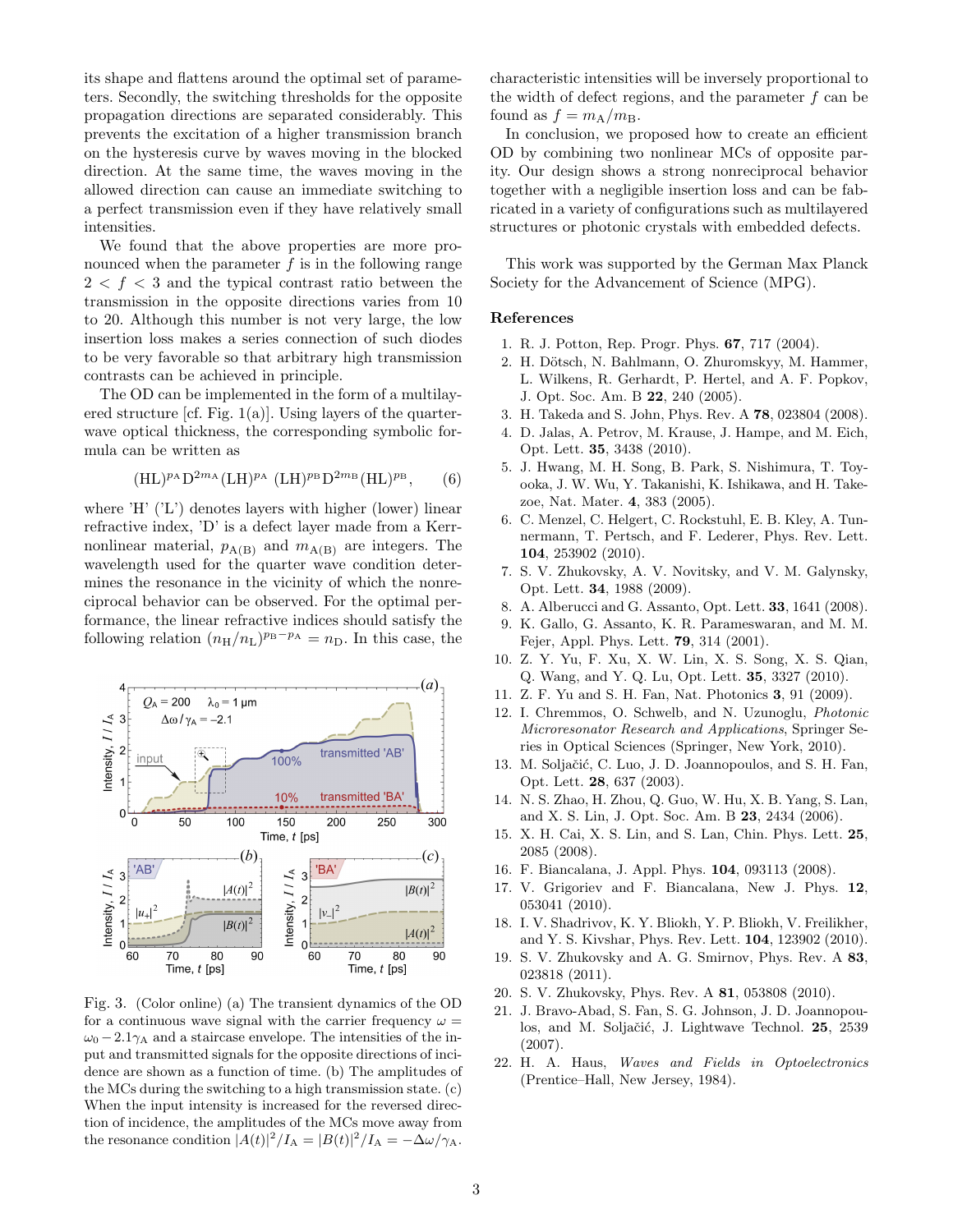its shape and flattens around the optimal set of parameters. Secondly, the switching thresholds for the opposite propagation directions are separated considerably. This prevents the excitation of a higher transmission branch on the hysteresis curve by waves moving in the blocked direction. At the same time, the waves moving in the allowed direction can cause an immediate switching to a perfect transmission even if they have relatively small intensities.

We found that the above properties are more pronounced when the parameter $f$ is in the following range $2 < f < 3$ and the typical contrast ratio between the transmission in the opposite directions varies from 10 to 20. Although this number is not very large, the low insertion loss makes a series connection of such diodes to be very favorable so that arbitrary high transmission contrasts can be achieved in principle.

The OD can be implemented in the form of a multilayered structure [cf. Fig. 1(a)]. Using layers of the quarter-wave optical thickness, the corresponding symbolic formula can be written as

$$(\mathrm{HL})^{p_\mathrm{A}}\mathrm{D}^{2m_\mathrm{A}}(\mathrm{LH})^{p_\mathrm{A}}\ (\mathrm{LH})^{p_\mathrm{B}}\mathrm{D}^{2m_\mathrm{B}}(\mathrm{HL})^{p_\mathrm{B}}, \qquad (6)$$

where 'H' ('L') denotes layers with higher (lower) linear refractive index, 'D' is a defect layer made from a Kerr-nonlinear material, $p_{\mathrm{A(B)}}$ and $m_{\mathrm{A(B)}}$ are integers. The wavelength used for the quarter wave condition determines the resonance in the vicinity of which the nonreciprocal behavior can be observed. For the optimal performance, the linear refractive indices should satisfy the following relation $(n_\mathrm{H}/n_\mathrm{L})^{p_\mathrm{B}-p_\mathrm{A}} = n_\mathrm{D}$. In this case, the characteristic intensities will be inversely proportional to the width of defect regions, and the parameter $f$ can be found as $f = m_\mathrm{A}/m_\mathrm{B}$.

In conclusion, we proposed how to create an efficient OD by combining two nonlinear MCs of opposite parity. Our design shows a strong nonreciprocal behavior together with a negligible insertion loss and can be fabricated in a variety of configurations such as multilayered structures or photonic crystals with embedded defects.

This work was supported by the German Max Planck Society for the Advancement of Science (MPG).

(a)
$Q_\mathrm{A} = 200$ $\lambda_0 = 1$ μm
$\Delta\omega/\gamma_\mathrm{A} = -2.1$
input
100%
transmitted 'AB'
10%
transmitted 'BA'
Intensity, $I/I_\mathrm{A}$
Time, $t$ [ps]
0 50 100 150 200 250 300

(b)
'AB'
$|A(t)|^2$
$|u_+|^2$
$|B(t)|^2$
Intensity, $I/I_\mathrm{A}$
Time, $t$ [ps]
60 70 80 90

(c)
'BA'
$|B(t)|^2$
$|v_-|^2$
$|A(t)|^2$
Intensity, $I/I_\mathrm{A}$
Time, $t$ [ps]
60 70 80 90

Fig. 3. (Color online) (a) The transient dynamics of the OD for a continuous wave signal with the carrier frequency $\omega = \omega_0 - 2.1\gamma_\mathrm{A}$ and a staircase envelope. The intensities of the input and transmitted signals for the opposite directions of incidence are shown as a function of time. (b) The amplitudes of the MCs during the switching to a high transmission state. (c) When the input intensity is increased for the reversed direction of incidence, the amplitudes of the MCs move away from the resonance condition $|A(t)|^2/I_\mathrm{A} = |B(t)|^2/I_\mathrm{A} = -\Delta\omega/\gamma_\mathrm{A}$.

## References

1. R. J. Potton, Rep. Progr. Phys. **67**, 717 (2004).
2. H. Dötsch, N. Bahlmann, O. Zhuromskyy, M. Hammer, L. Wilkens, R. Gerhardt, P. Hertel, and A. F. Popkov, J. Opt. Soc. Am. B **22**, 240 (2005).
3. H. Takeda and S. John, Phys. Rev. A **78**, 023804 (2008).
4. D. Jalas, A. Petrov, M. Krause, J. Hampe, and M. Eich, Opt. Lett. **35**, 3438 (2010).
5. J. Hwang, M. H. Song, B. Park, S. Nishimura, T. Toyooka, J. W. Wu, Y. Takanishi, K. Ishikawa, and H. Takezoe, Nat. Mater. **4**, 383 (2005).
6. C. Menzel, C. Helgert, C. Rockstuhl, E. B. Kley, A. Tunnermann, T. Pertsch, and F. Lederer, Phys. Rev. Lett. **104**, 253902 (2010).
7. S. V. Zhukovsky, A. V. Novitsky, and V. M. Galynsky, Opt. Lett. **34**, 1988 (2009).
8. A. Alberucci and G. Assanto, Opt. Lett. **33**, 1641 (2008).
9. K. Gallo, G. Assanto, K. R. Parameswaran, and M. M. Fejer, Appl. Phys. Lett. **79**, 314 (2001).
10. Z. Y. Yu, F. Xu, X. W. Lin, X. S. Song, X. S. Qian, Q. Wang, and Y. Q. Lu, Opt. Lett. **35**, 3327 (2010).
11. Z. F. Yu and S. H. Fan, Nat. Photonics **3**, 91 (2009).
12. I. Chremmos, O. Schwelb, and N. Uzunoglu, *Photonic Microresonator Research and Applications*, Springer Series in Optical Sciences (Springer, New York, 2010).
13. M. Soljačić, C. Luo, J. D. Joannopoulos, and S. H. Fan, Opt. Lett. **28**, 637 (2003).
14. N. S. Zhao, H. Zhou, Q. Guo, W. Hu, X. B. Yang, S. Lan, and X. S. Lin, J. Opt. Soc. Am. B **23**, 2434 (2006).
15. X. H. Cai, S. X. Lin, and S. Lan, Chin. Phys. Lett. **25**, 2085 (2008).
16. F. Biancalana, J. Appl. Phys. **104**, 093113 (2008).
17. V. Grigoriev and F. Biancalana, New J. Phys. **12**, 053041 (2010).
18. I. V. Shadrivov, K. Y. Bliokh, Y. P. Bliokh, V. Freilikher, and Y. S. Kivshar, Phys. Rev. Lett. **104**, 123902 (2010).
19. S. V. Zhukovsky and A. G. Smirnov, Phys. Rev. A **83**, 023818 (2011).
20. S. V. Zhukovsky, Phys. Rev. A **81**, 053808 (2010).
21. J. Bravo-Abad, S. Fan, S. G. Johnson, J. D. Joannopoulos, and M. Soljačić, J. Lightwave Technol. **25**, 2539 (2007).
22. H. A. Haus, *Waves and Fields in Optoelectronics* (Prentice–Hall, New Jersey, 1984).